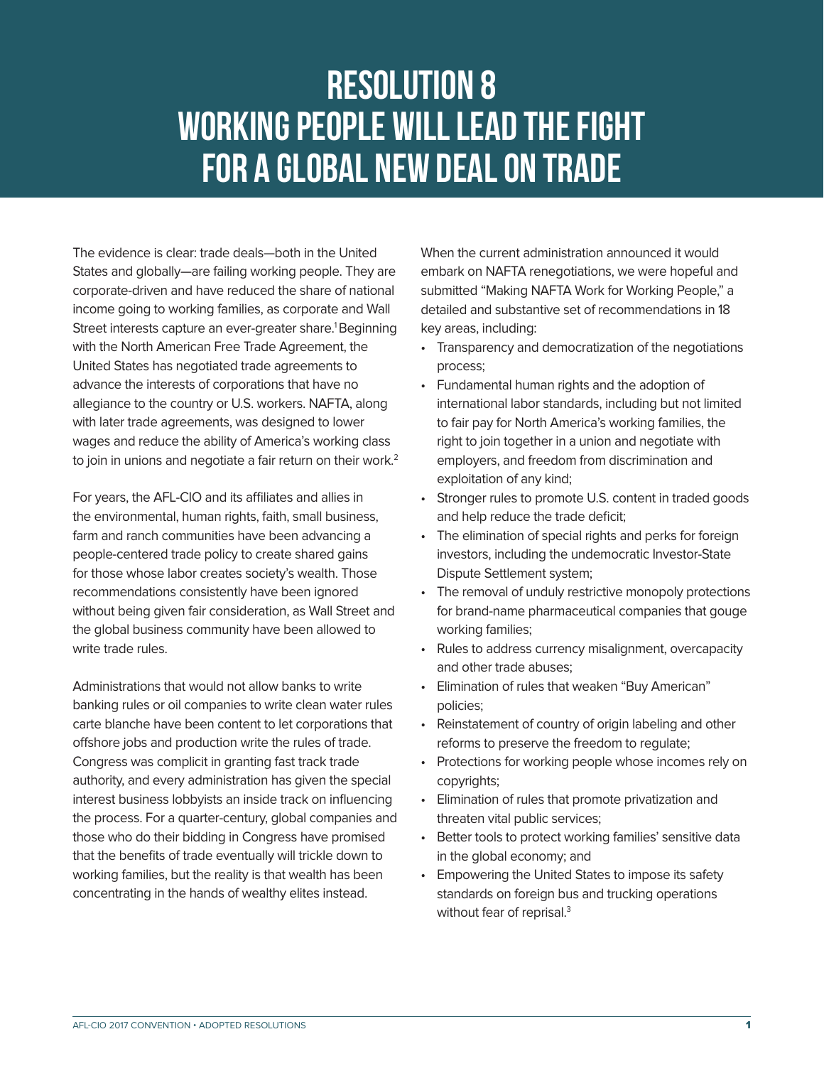# RESOLUTION 8
# WORKING PEOPLE WILL LEAD THE FIGHT FOR A GLOBAL NEW DEAL ON TRADE

The evidence is clear: trade deals—both in the United States and globally—are failing working people. They are corporate-driven and have reduced the share of national income going to working families, as corporate and Wall Street interests capture an ever-greater share.[1] Beginning with the North American Free Trade Agreement, the United States has negotiated trade agreements to advance the interests of corporations that have no allegiance to the country or U.S. workers. NAFTA, along with later trade agreements, was designed to lower wages and reduce the ability of America's working class to join in unions and negotiate a fair return on their work.[2]

For years, the AFL-CIO and its affiliates and allies in the environmental, human rights, faith, small business, farm and ranch communities have been advancing a people-centered trade policy to create shared gains for those whose labor creates society's wealth. Those recommendations consistently have been ignored without being given fair consideration, as Wall Street and the global business community have been allowed to write trade rules.

Administrations that would not allow banks to write banking rules or oil companies to write clean water rules carte blanche have been content to let corporations that offshore jobs and production write the rules of trade. Congress was complicit in granting fast track trade authority, and every administration has given the special interest business lobbyists an inside track on influencing the process. For a quarter-century, global companies and those who do their bidding in Congress have promised that the benefits of trade eventually will trickle down to working families, but the reality is that wealth has been concentrating in the hands of wealthy elites instead.

When the current administration announced it would embark on NAFTA renegotiations, we were hopeful and submitted "Making NAFTA Work for Working People," a detailed and substantive set of recommendations in 18 key areas, including:

- Transparency and democratization of the negotiations process;
- Fundamental human rights and the adoption of international labor standards, including but not limited to fair pay for North America's working families, the right to join together in a union and negotiate with employers, and freedom from discrimination and exploitation of any kind;
- Stronger rules to promote U.S. content in traded goods and help reduce the trade deficit;
- The elimination of special rights and perks for foreign investors, including the undemocratic Investor-State Dispute Settlement system;
- The removal of unduly restrictive monopoly protections for brand-name pharmaceutical companies that gouge working families;
- Rules to address currency misalignment, overcapacity and other trade abuses;
- Elimination of rules that weaken "Buy American" policies;
- Reinstatement of country of origin labeling and other reforms to preserve the freedom to regulate;
- Protections for working people whose incomes rely on copyrights;
- Elimination of rules that promote privatization and threaten vital public services;
- Better tools to protect working families' sensitive data in the global economy; and
- Empowering the United States to impose its safety standards on foreign bus and trucking operations without fear of reprisal.[3]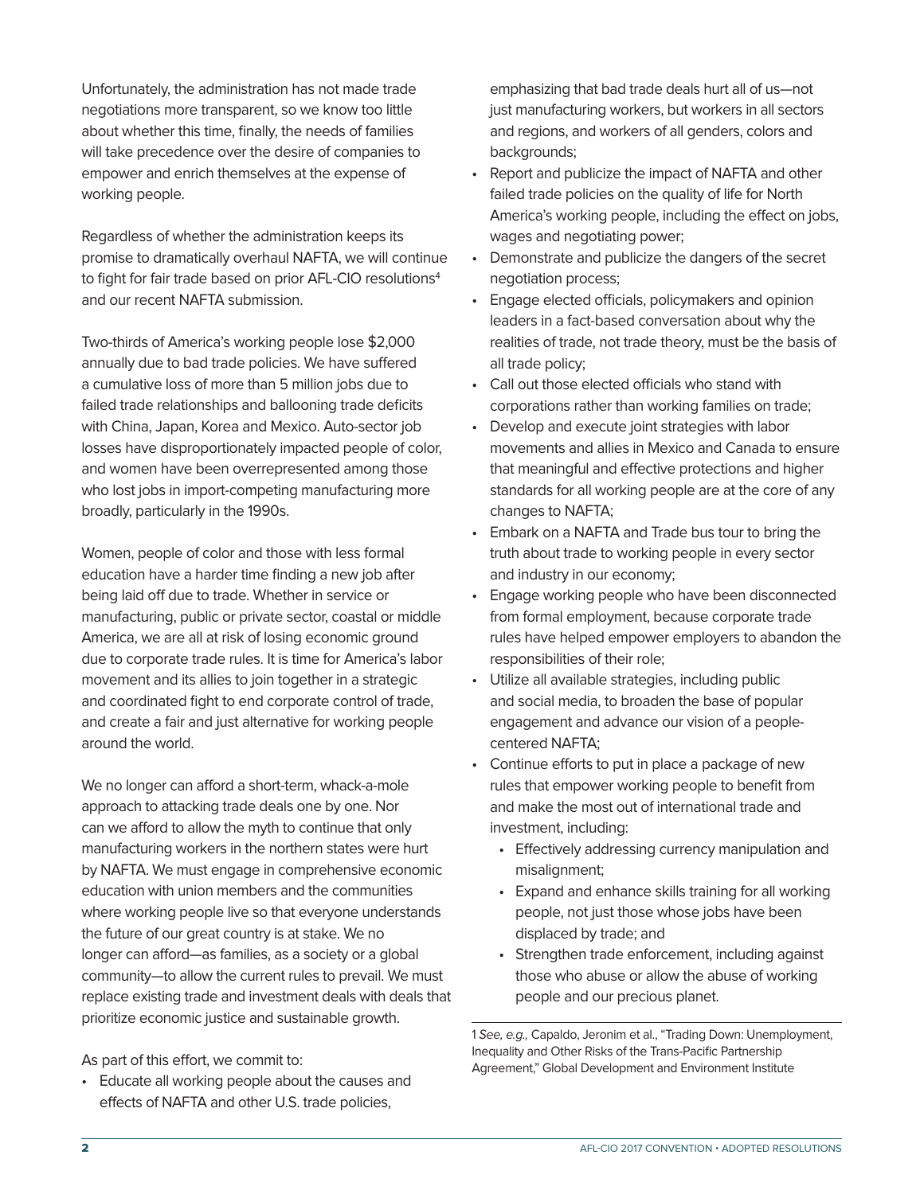Unfortunately, the administration has not made trade negotiations more transparent, so we know too little about whether this time, finally, the needs of families will take precedence over the desire of companies to empower and enrich themselves at the expense of working people.

Regardless of whether the administration keeps its promise to dramatically overhaul NAFTA, we will continue to fight for fair trade based on prior AFL-CIO resolutions[4] and our recent NAFTA submission.

Two-thirds of America's working people lose $2,000 annually due to bad trade policies. We have suffered a cumulative loss of more than 5 million jobs due to failed trade relationships and ballooning trade deficits with China, Japan, Korea and Mexico. Auto-sector job losses have disproportionately impacted people of color, and women have been overrepresented among those who lost jobs in import-competing manufacturing more broadly, particularly in the 1990s.

Women, people of color and those with less formal education have a harder time finding a new job after being laid off due to trade. Whether in service or manufacturing, public or private sector, coastal or middle America, we are all at risk of losing economic ground due to corporate trade rules. It is time for America's labor movement and its allies to join together in a strategic and coordinated fight to end corporate control of trade, and create a fair and just alternative for working people around the world.

We no longer can afford a short-term, whack-a-mole approach to attacking trade deals one by one. Nor can we afford to allow the myth to continue that only manufacturing workers in the northern states were hurt by NAFTA. We must engage in comprehensive economic education with union members and the communities where working people live so that everyone understands the future of our great country is at stake. We no longer can afford—as families, as a society or a global community—to allow the current rules to prevail. We must replace existing trade and investment deals with deals that prioritize economic justice and sustainable growth.

As part of this effort, we commit to:

- Educate all working people about the causes and effects of NAFTA and other U.S. trade policies, emphasizing that bad trade deals hurt all of us—not just manufacturing workers, but workers in all sectors and regions, and workers of all genders, colors and backgrounds;
- Report and publicize the impact of NAFTA and other failed trade policies on the quality of life for North America's working people, including the effect on jobs, wages and negotiating power;
- Demonstrate and publicize the dangers of the secret negotiation process;
- Engage elected officials, policymakers and opinion leaders in a fact-based conversation about why the realities of trade, not trade theory, must be the basis of all trade policy;
- Call out those elected officials who stand with corporations rather than working families on trade;
- Develop and execute joint strategies with labor movements and allies in Mexico and Canada to ensure that meaningful and effective protections and higher standards for all working people are at the core of any changes to NAFTA;
- Embark on a NAFTA and Trade bus tour to bring the truth about trade to working people in every sector and industry in our economy;
- Engage working people who have been disconnected from formal employment, because corporate trade rules have helped empower employers to abandon the responsibilities of their role;
- Utilize all available strategies, including public and social media, to broaden the base of popular engagement and advance our vision of a people-centered NAFTA;
- Continue efforts to put in place a package of new rules that empower working people to benefit from and make the most out of international trade and investment, including:
  - Effectively addressing currency manipulation and misalignment;
  - Expand and enhance skills training for all working people, not just those whose jobs have been displaced by trade; and
  - Strengthen trade enforcement, including against those who abuse or allow the abuse of working people and our precious planet.

---

1 *See, e.g.,* Capaldo, Jeronim et al., "Trading Down: Unemployment, Inequality and Other Risks of the Trans-Pacific Partnership Agreement," Global Development and Environment Institute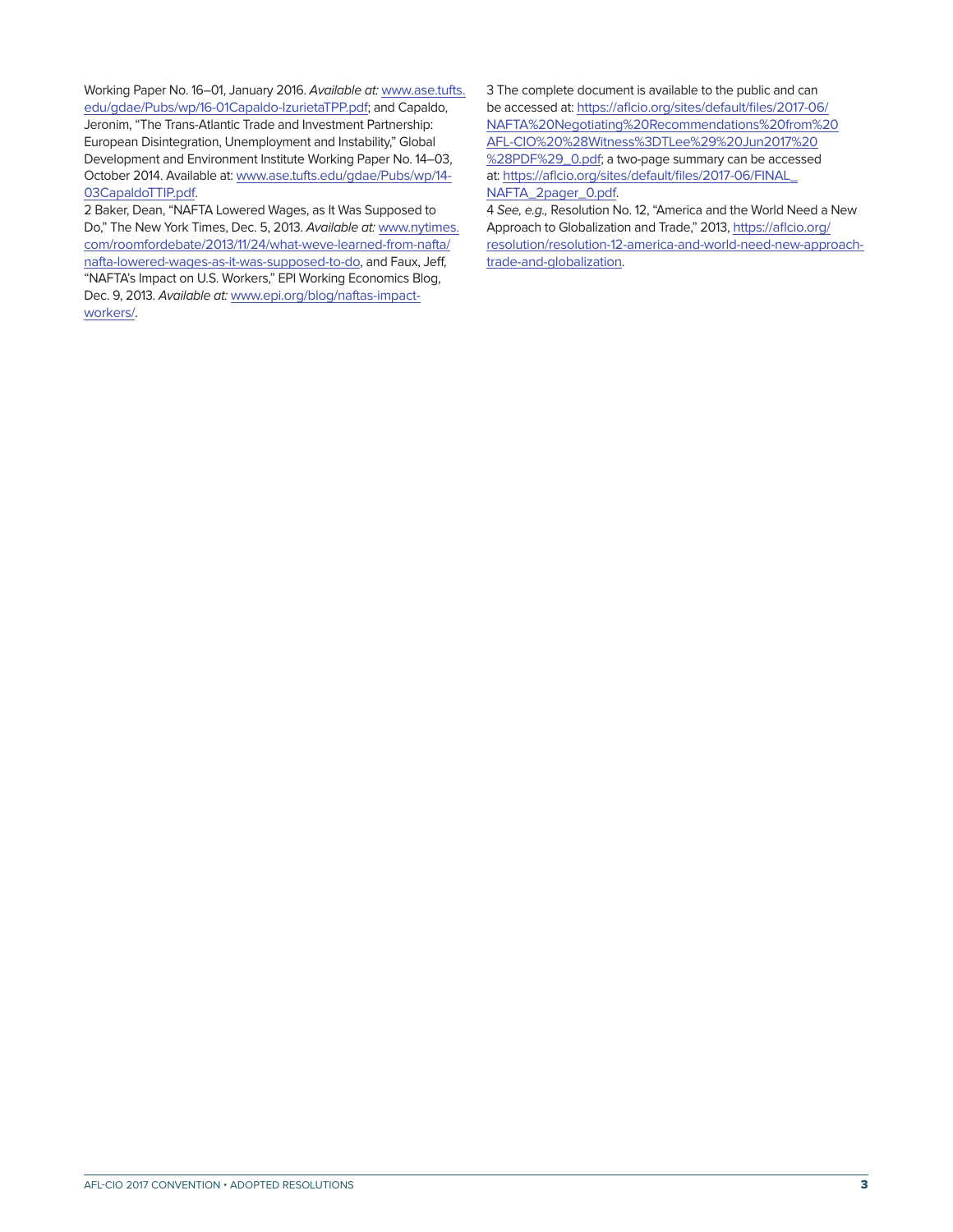Working Paper No. 16–01, January 2016. *Available at:* www.ase.tufts.edu/gdae/Pubs/wp/16-01Capaldo-IzurietaTPP.pdf; and Capaldo, Jeronim, "The Trans-Atlantic Trade and Investment Partnership: European Disintegration, Unemployment and Instability," Global Development and Environment Institute Working Paper No. 14–03, October 2014. Available at: www.ase.tufts.edu/gdae/Pubs/wp/14-03CapaldoTTIP.pdf.

2 Baker, Dean, "NAFTA Lowered Wages, as It Was Supposed to Do," The New York Times, Dec. 5, 2013. *Available at:* www.nytimes.com/roomfordebate/2013/11/24/what-weve-learned-from-nafta/nafta-lowered-wages-as-it-was-supposed-to-do, and Faux, Jeff, "NAFTA's Impact on U.S. Workers," EPI Working Economics Blog, Dec. 9, 2013. *Available at:* www.epi.org/blog/naftas-impact-workers/.

3 The complete document is available to the public and can be accessed at: https://aflcio.org/sites/default/files/2017-06/NAFTA%20Negotiating%20Recommendations%20from%20AFL-CIO%20%28Witness%3DTLee%29%20Jun2017%20%28PDF%29_0.pdf; a two-page summary can be accessed at: https://aflcio.org/sites/default/files/2017-06/FINAL_NAFTA_2pager_0.pdf.

4 *See, e.g.,* Resolution No. 12, "America and the World Need a New Approach to Globalization and Trade," 2013, https://aflcio.org/resolution/resolution-12-america-and-world-need-new-approach-trade-and-globalization.